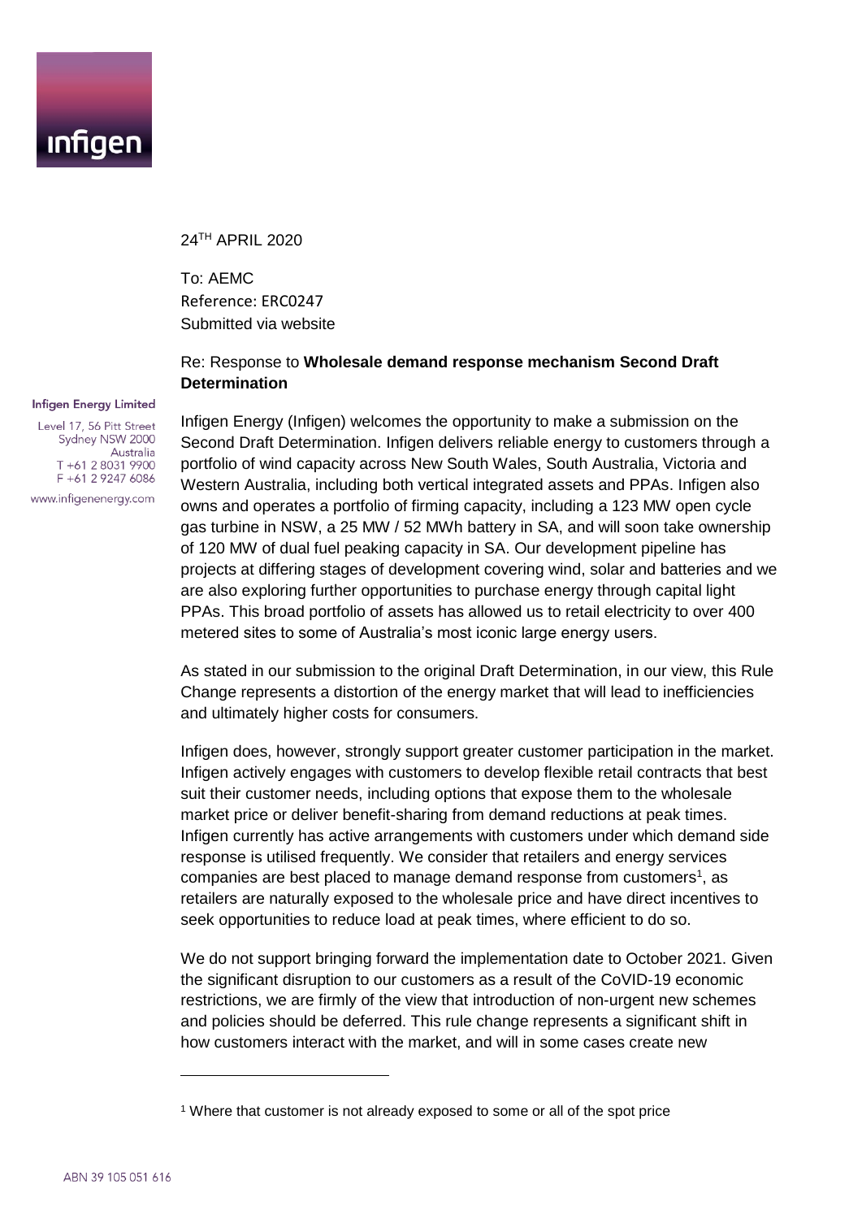24[TH] APRIL 2020

To: AEMC
Reference: ERC0247
Submitted via website

Re: Response to **Wholesale demand response mechanism Second Draft Determination**

**Infigen Energy Limited**

Level 17, 56 Pitt Street
Sydney NSW 2000
Australia
T +61 2 8031 9900
F +61 2 9247 6086
www.infigenenergy.com

Infigen Energy (Infigen) welcomes the opportunity to make a submission on the Second Draft Determination. Infigen delivers reliable energy to customers through a portfolio of wind capacity across New South Wales, South Australia, Victoria and Western Australia, including both vertical integrated assets and PPAs. Infigen also owns and operates a portfolio of firming capacity, including a 123 MW open cycle gas turbine in NSW, a 25 MW / 52 MWh battery in SA, and will soon take ownership of 120 MW of dual fuel peaking capacity in SA. Our development pipeline has projects at differing stages of development covering wind, solar and batteries and we are also exploring further opportunities to purchase energy through capital light PPAs. This broad portfolio of assets has allowed us to retail electricity to over 400 metered sites to some of Australia's most iconic large energy users.

As stated in our submission to the original Draft Determination, in our view, this Rule Change represents a distortion of the energy market that will lead to inefficiencies and ultimately higher costs for consumers.

Infigen does, however, strongly support greater customer participation in the market. Infigen actively engages with customers to develop flexible retail contracts that best suit their customer needs, including options that expose them to the wholesale market price or deliver benefit-sharing from demand reductions at peak times. Infigen currently has active arrangements with customers under which demand side response is utilised frequently. We consider that retailers and energy services companies are best placed to manage demand response from customers[1], as retailers are naturally exposed to the wholesale price and have direct incentives to seek opportunities to reduce load at peak times, where efficient to do so.

We do not support bringing forward the implementation date to October 2021. Given the significant disruption to our customers as a result of the CoVID-19 economic restrictions, we are firmly of the view that introduction of non-urgent new schemes and policies should be deferred. This rule change represents a significant shift in how customers interact with the market, and will in some cases create new

[1] Where that customer is not already exposed to some or all of the spot price

ABN 39 105 051 616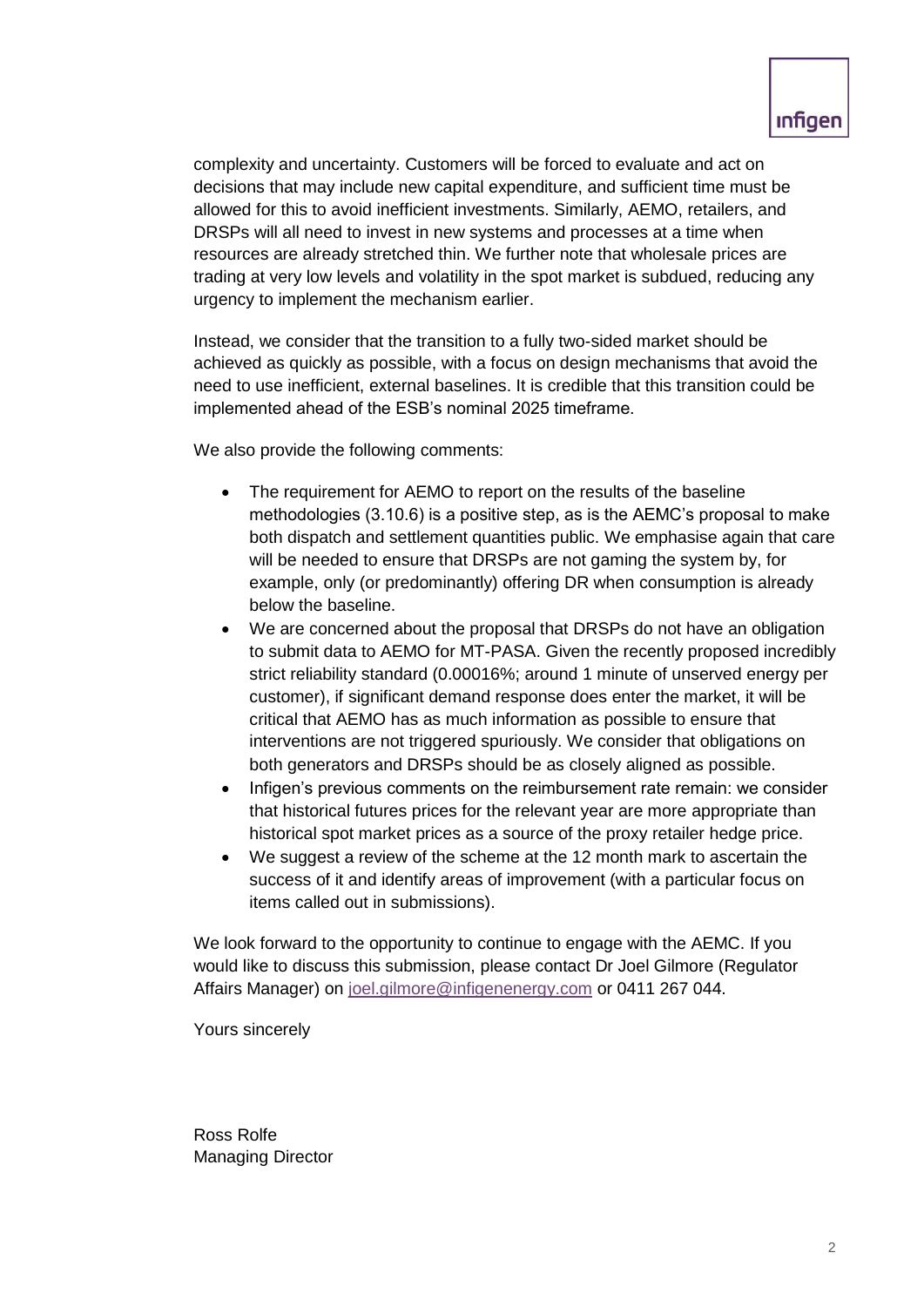complexity and uncertainty. Customers will be forced to evaluate and act on decisions that may include new capital expenditure, and sufficient time must be allowed for this to avoid inefficient investments. Similarly, AEMO, retailers, and DRSPs will all need to invest in new systems and processes at a time when resources are already stretched thin. We further note that wholesale prices are trading at very low levels and volatility in the spot market is subdued, reducing any urgency to implement the mechanism earlier.

Instead, we consider that the transition to a fully two-sided market should be achieved as quickly as possible, with a focus on design mechanisms that avoid the need to use inefficient, external baselines. It is credible that this transition could be implemented ahead of the ESB's nominal 2025 timeframe.

We also provide the following comments:

- The requirement for AEMO to report on the results of the baseline methodologies (3.10.6) is a positive step, as is the AEMC's proposal to make both dispatch and settlement quantities public. We emphasise again that care will be needed to ensure that DRSPs are not gaming the system by, for example, only (or predominantly) offering DR when consumption is already below the baseline.
- We are concerned about the proposal that DRSPs do not have an obligation to submit data to AEMO for MT-PASA. Given the recently proposed incredibly strict reliability standard (0.00016%; around 1 minute of unserved energy per customer), if significant demand response does enter the market, it will be critical that AEMO has as much information as possible to ensure that interventions are not triggered spuriously. We consider that obligations on both generators and DRSPs should be as closely aligned as possible.
- Infigen's previous comments on the reimbursement rate remain: we consider that historical futures prices for the relevant year are more appropriate than historical spot market prices as a source of the proxy retailer hedge price.
- We suggest a review of the scheme at the 12 month mark to ascertain the success of it and identify areas of improvement (with a particular focus on items called out in submissions).

We look forward to the opportunity to continue to engage with the AEMC. If you would like to discuss this submission, please contact Dr Joel Gilmore (Regulator Affairs Manager) on joel.gilmore@infigenenergy.com or 0411 267 044.

Yours sincerely

Ross Rolfe
Managing Director